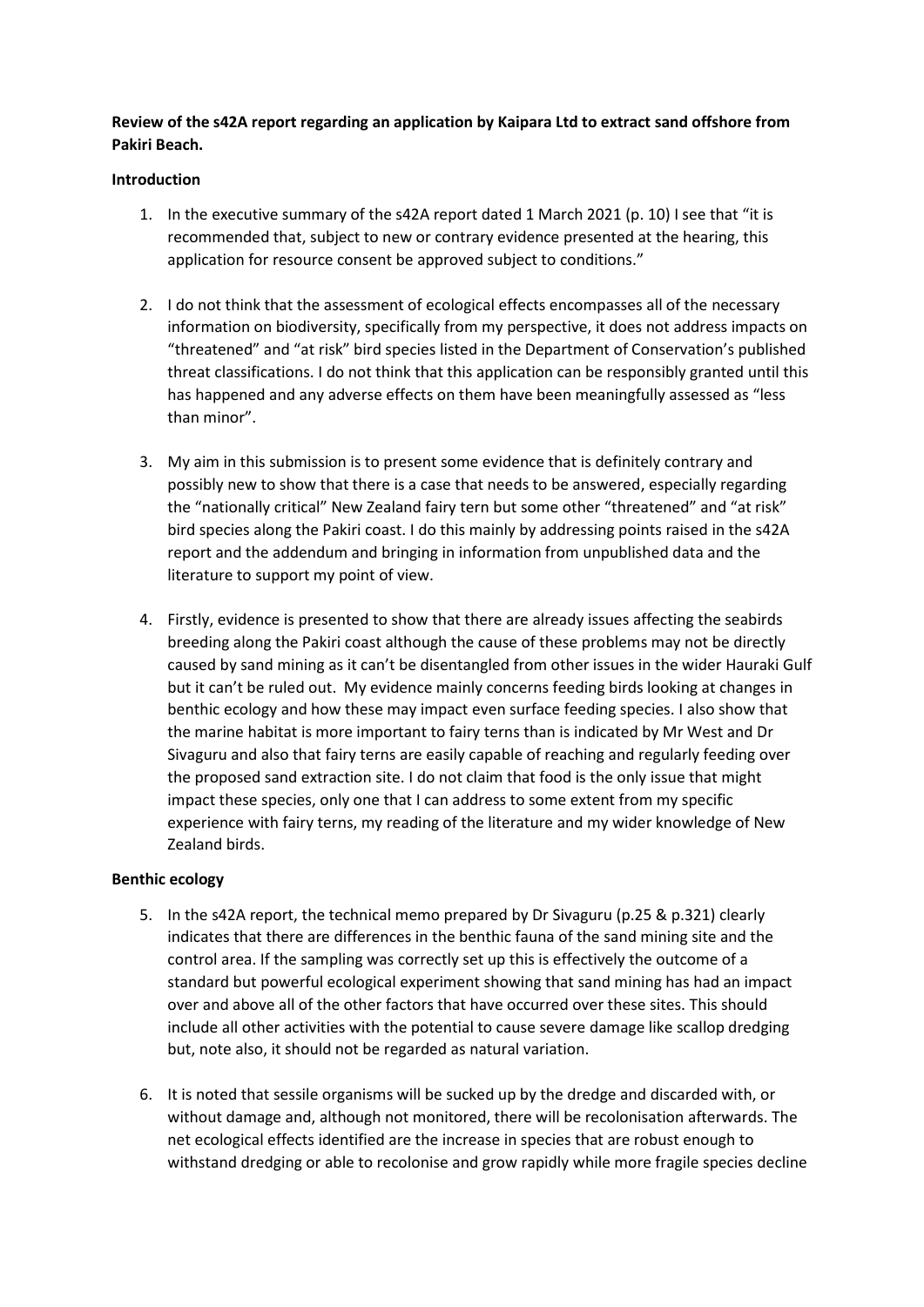**Review of the s42A report regarding an application by Kaipara Ltd to extract sand offshore from Pakiri Beach.**

**Introduction**

1. In the executive summary of the s42A report dated 1 March 2021 (p. 10) I see that "it is recommended that, subject to new or contrary evidence presented at the hearing, this application for resource consent be approved subject to conditions."

2. I do not think that the assessment of ecological effects encompasses all of the necessary information on biodiversity, specifically from my perspective, it does not address impacts on "threatened" and "at risk" bird species listed in the Department of Conservation's published threat classifications. I do not think that this application can be responsibly granted until this has happened and any adverse effects on them have been meaningfully assessed as "less than minor".

3. My aim in this submission is to present some evidence that is definitely contrary and possibly new to show that there is a case that needs to be answered, especially regarding the "nationally critical" New Zealand fairy tern but some other "threatened" and "at risk" bird species along the Pakiri coast. I do this mainly by addressing points raised in the s42A report and the addendum and bringing in information from unpublished data and the literature to support my point of view.

4. Firstly, evidence is presented to show that there are already issues affecting the seabirds breeding along the Pakiri coast although the cause of these problems may not be directly caused by sand mining as it can't be disentangled from other issues in the wider Hauraki Gulf but it can't be ruled out. My evidence mainly concerns feeding birds looking at changes in benthic ecology and how these may impact even surface feeding species. I also show that the marine habitat is more important to fairy terns than is indicated by Mr West and Dr Sivaguru and also that fairy terns are easily capable of reaching and regularly feeding over the proposed sand extraction site. I do not claim that food is the only issue that might impact these species, only one that I can address to some extent from my specific experience with fairy terns, my reading of the literature and my wider knowledge of New Zealand birds.

**Benthic ecology**

5. In the s42A report, the technical memo prepared by Dr Sivaguru (p.25 & p.321) clearly indicates that there are differences in the benthic fauna of the sand mining site and the control area. If the sampling was correctly set up this is effectively the outcome of a standard but powerful ecological experiment showing that sand mining has had an impact over and above all of the other factors that have occurred over these sites. This should include all other activities with the potential to cause severe damage like scallop dredging but, note also, it should not be regarded as natural variation.

6. It is noted that sessile organisms will be sucked up by the dredge and discarded with, or without damage and, although not monitored, there will be recolonisation afterwards. The net ecological effects identified are the increase in species that are robust enough to withstand dredging or able to recolonise and grow rapidly while more fragile species decline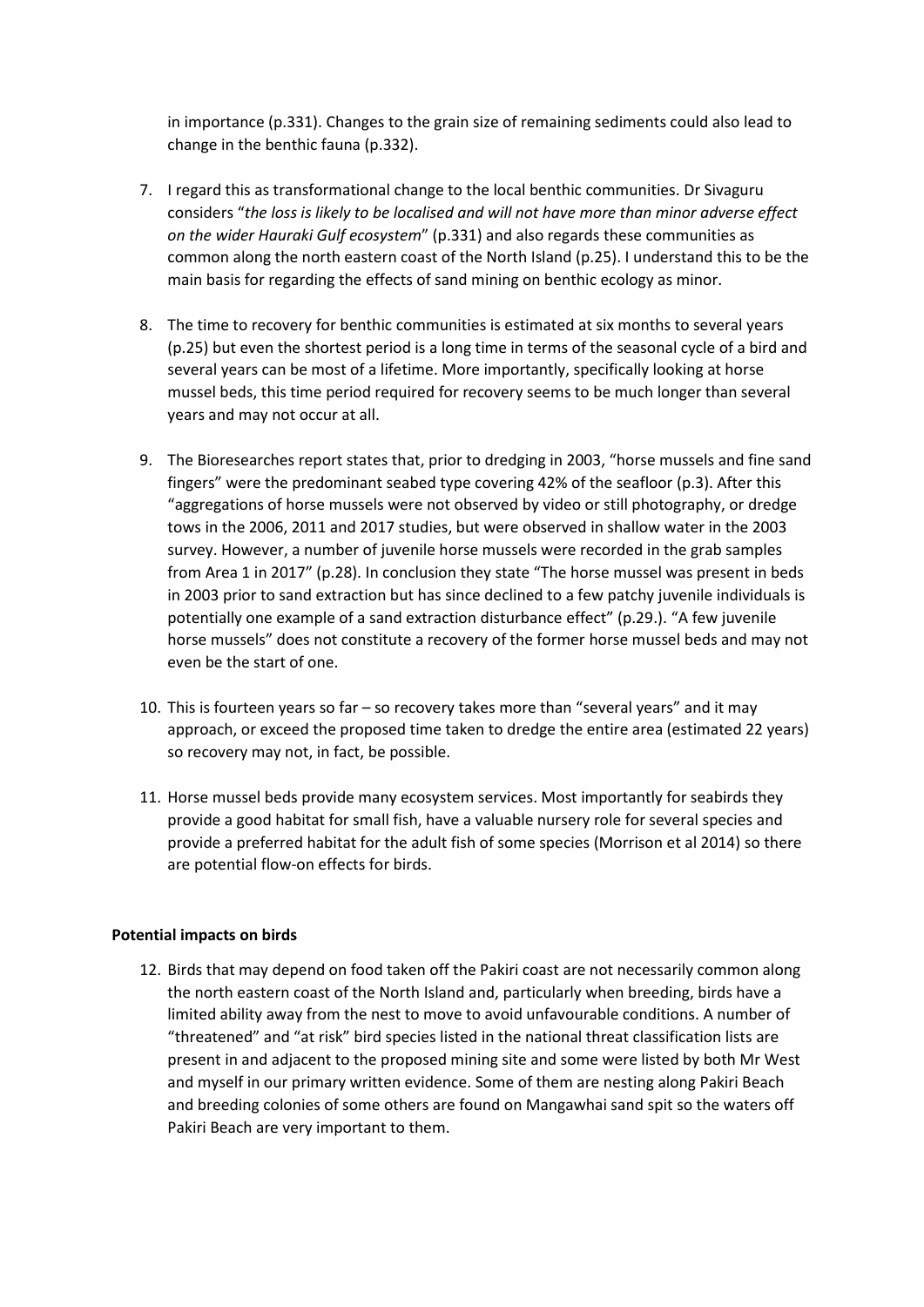in importance (p.331). Changes to the grain size of remaining sediments could also lead to change in the benthic fauna (p.332).

7. I regard this as transformational change to the local benthic communities. Dr Sivaguru considers "*the loss is likely to be localised and will not have more than minor adverse effect on the wider Hauraki Gulf ecosystem*" (p.331) and also regards these communities as common along the north eastern coast of the North Island (p.25). I understand this to be the main basis for regarding the effects of sand mining on benthic ecology as minor.

8. The time to recovery for benthic communities is estimated at six months to several years (p.25) but even the shortest period is a long time in terms of the seasonal cycle of a bird and several years can be most of a lifetime. More importantly, specifically looking at horse mussel beds, this time period required for recovery seems to be much longer than several years and may not occur at all.

9. The Bioresearches report states that, prior to dredging in 2003, "horse mussels and fine sand fingers" were the predominant seabed type covering 42% of the seafloor (p.3). After this "aggregations of horse mussels were not observed by video or still photography, or dredge tows in the 2006, 2011 and 2017 studies, but were observed in shallow water in the 2003 survey. However, a number of juvenile horse mussels were recorded in the grab samples from Area 1 in 2017" (p.28). In conclusion they state "The horse mussel was present in beds in 2003 prior to sand extraction but has since declined to a few patchy juvenile individuals is potentially one example of a sand extraction disturbance effect" (p.29.). "A few juvenile horse mussels" does not constitute a recovery of the former horse mussel beds and may not even be the start of one.

10. This is fourteen years so far – so recovery takes more than "several years" and it may approach, or exceed the proposed time taken to dredge the entire area (estimated 22 years) so recovery may not, in fact, be possible.

11. Horse mussel beds provide many ecosystem services. Most importantly for seabirds they provide a good habitat for small fish, have a valuable nursery role for several species and provide a preferred habitat for the adult fish of some species (Morrison et al 2014) so there are potential flow-on effects for birds.

**Potential impacts on birds**

12. Birds that may depend on food taken off the Pakiri coast are not necessarily common along the north eastern coast of the North Island and, particularly when breeding, birds have a limited ability away from the nest to move to avoid unfavourable conditions. A number of "threatened" and "at risk" bird species listed in the national threat classification lists are present in and adjacent to the proposed mining site and some were listed by both Mr West and myself in our primary written evidence. Some of them are nesting along Pakiri Beach and breeding colonies of some others are found on Mangawhai sand spit so the waters off Pakiri Beach are very important to them.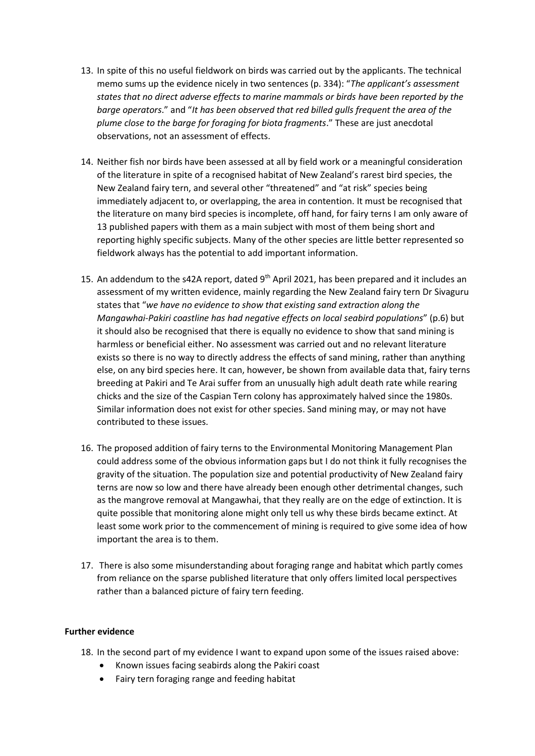13. In spite of this no useful fieldwork on birds was carried out by the applicants. The technical memo sums up the evidence nicely in two sentences (p. 334): "*The applicant's assessment states that no direct adverse effects to marine mammals or birds have been reported by the barge operators*." and "*It has been observed that red billed gulls frequent the area of the plume close to the barge for foraging for biota fragments*." These are just anecdotal observations, not an assessment of effects.

14. Neither fish nor birds have been assessed at all by field work or a meaningful consideration of the literature in spite of a recognised habitat of New Zealand's rarest bird species, the New Zealand fairy tern, and several other "threatened" and "at risk" species being immediately adjacent to, or overlapping, the area in contention. It must be recognised that the literature on many bird species is incomplete, off hand, for fairy terns I am only aware of 13 published papers with them as a main subject with most of them being short and reporting highly specific subjects. Many of the other species are little better represented so fieldwork always has the potential to add important information.

15. An addendum to the s42A report, dated 9th April 2021, has been prepared and it includes an assessment of my written evidence, mainly regarding the New Zealand fairy tern Dr Sivaguru states that "*we have no evidence to show that existing sand extraction along the Mangawhai-Pakiri coastline has had negative effects on local seabird populations*" (p.6) but it should also be recognised that there is equally no evidence to show that sand mining is harmless or beneficial either. No assessment was carried out and no relevant literature exists so there is no way to directly address the effects of sand mining, rather than anything else, on any bird species here. It can, however, be shown from available data that, fairy terns breeding at Pakiri and Te Arai suffer from an unusually high adult death rate while rearing chicks and the size of the Caspian Tern colony has approximately halved since the 1980s. Similar information does not exist for other species. Sand mining may, or may not have contributed to these issues.

16. The proposed addition of fairy terns to the Environmental Monitoring Management Plan could address some of the obvious information gaps but I do not think it fully recognises the gravity of the situation. The population size and potential productivity of New Zealand fairy terns are now so low and there have already been enough other detrimental changes, such as the mangrove removal at Mangawhai, that they really are on the edge of extinction. It is quite possible that monitoring alone might only tell us why these birds became extinct. At least some work prior to the commencement of mining is required to give some idea of how important the area is to them.

17. There is also some misunderstanding about foraging range and habitat which partly comes from reliance on the sparse published literature that only offers limited local perspectives rather than a balanced picture of fairy tern feeding.

**Further evidence**

18. In the second part of my evidence I want to expand upon some of the issues raised above:
    - Known issues facing seabirds along the Pakiri coast
    - Fairy tern foraging range and feeding habitat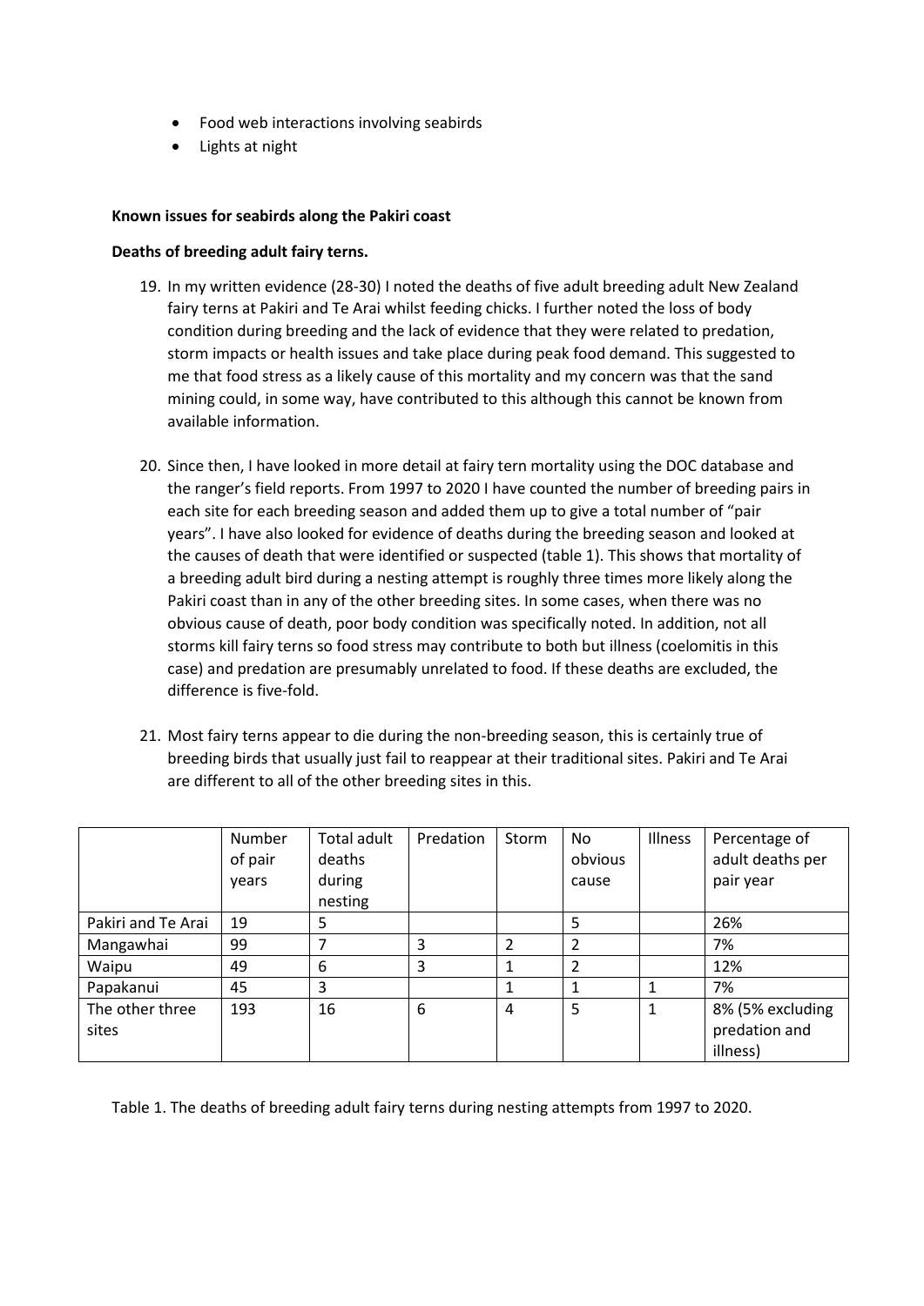- Food web interactions involving seabirds
- Lights at night

**Known issues for seabirds along the Pakiri coast**

**Deaths of breeding adult fairy terns.**

19. In my written evidence (28-30) I noted the deaths of five adult breeding adult New Zealand fairy terns at Pakiri and Te Arai whilst feeding chicks. I further noted the loss of body condition during breeding and the lack of evidence that they were related to predation, storm impacts or health issues and take place during peak food demand. This suggested to me that food stress as a likely cause of this mortality and my concern was that the sand mining could, in some way, have contributed to this although this cannot be known from available information.

20. Since then, I have looked in more detail at fairy tern mortality using the DOC database and the ranger's field reports. From 1997 to 2020 I have counted the number of breeding pairs in each site for each breeding season and added them up to give a total number of "pair years". I have also looked for evidence of deaths during the breeding season and looked at the causes of death that were identified or suspected (table 1). This shows that mortality of a breeding adult bird during a nesting attempt is roughly three times more likely along the Pakiri coast than in any of the other breeding sites. In some cases, when there was no obvious cause of death, poor body condition was specifically noted. In addition, not all storms kill fairy terns so food stress may contribute to both but illness (coelomitis in this case) and predation are presumably unrelated to food. If these deaths are excluded, the difference is five-fold.

21. Most fairy terns appear to die during the non-breeding season, this is certainly true of breeding birds that usually just fail to reappear at their traditional sites. Pakiri and Te Arai are different to all of the other breeding sites in this.

| | Number of pair years | Total adult deaths during nesting | Predation | Storm | No obvious cause | Illness | Percentage of adult deaths per pair year |
|---|---|---|---|---|---|---|---|
| Pakiri and Te Arai | 19 | 5 | | | 5 | | 26% |
| Mangawhai | 99 | 7 | 3 | 2 | 2 | | 7% |
| Waipu | 49 | 6 | 3 | 1 | 2 | | 12% |
| Papakanui | 45 | 3 | | 1 | 1 | 1 | 7% |
| The other three sites | 193 | 16 | 6 | 4 | 5 | 1 | 8% (5% excluding predation and illness) |

Table 1. The deaths of breeding adult fairy terns during nesting attempts from 1997 to 2020.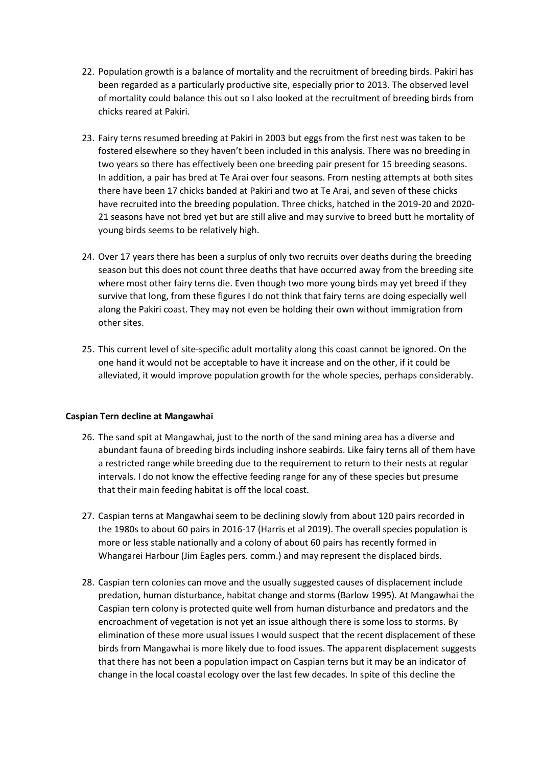22. Population growth is a balance of mortality and the recruitment of breeding birds. Pakiri has been regarded as a particularly productive site, especially prior to 2013. The observed level of mortality could balance this out so I also looked at the recruitment of breeding birds from chicks reared at Pakiri.

23. Fairy terns resumed breeding at Pakiri in 2003 but eggs from the first nest was taken to be fostered elsewhere so they haven't been included in this analysis. There was no breeding in two years so there has effectively been one breeding pair present for 15 breeding seasons. In addition, a pair has bred at Te Arai over four seasons. From nesting attempts at both sites there have been 17 chicks banded at Pakiri and two at Te Arai, and seven of these chicks have recruited into the breeding population. Three chicks, hatched in the 2019-20 and 2020-21 seasons have not bred yet but are still alive and may survive to breed butt he mortality of young birds seems to be relatively high.

24. Over 17 years there has been a surplus of only two recruits over deaths during the breeding season but this does not count three deaths that have occurred away from the breeding site where most other fairy terns die. Even though two more young birds may yet breed if they survive that long, from these figures I do not think that fairy terns are doing especially well along the Pakiri coast. They may not even be holding their own without immigration from other sites.

25. This current level of site-specific adult mortality along this coast cannot be ignored. On the one hand it would not be acceptable to have it increase and on the other, if it could be alleviated, it would improve population growth for the whole species, perhaps considerably.

**Caspian Tern decline at Mangawhai**

26. The sand spit at Mangawhai, just to the north of the sand mining area has a diverse and abundant fauna of breeding birds including inshore seabirds. Like fairy terns all of them have a restricted range while breeding due to the requirement to return to their nests at regular intervals. I do not know the effective feeding range for any of these species but presume that their main feeding habitat is off the local coast.

27. Caspian terns at Mangawhai seem to be declining slowly from about 120 pairs recorded in the 1980s to about 60 pairs in 2016-17 (Harris et al 2019). The overall species population is more or less stable nationally and a colony of about 60 pairs has recently formed in Whangarei Harbour (Jim Eagles pers. comm.) and may represent the displaced birds.

28. Caspian tern colonies can move and the usually suggested causes of displacement include predation, human disturbance, habitat change and storms (Barlow 1995). At Mangawhai the Caspian tern colony is protected quite well from human disturbance and predators and the encroachment of vegetation is not yet an issue although there is some loss to storms. By elimination of these more usual issues I would suspect that the recent displacement of these birds from Mangawhai is more likely due to food issues. The apparent displacement suggests that there has not been a population impact on Caspian terns but it may be an indicator of change in the local coastal ecology over the last few decades. In spite of this decline the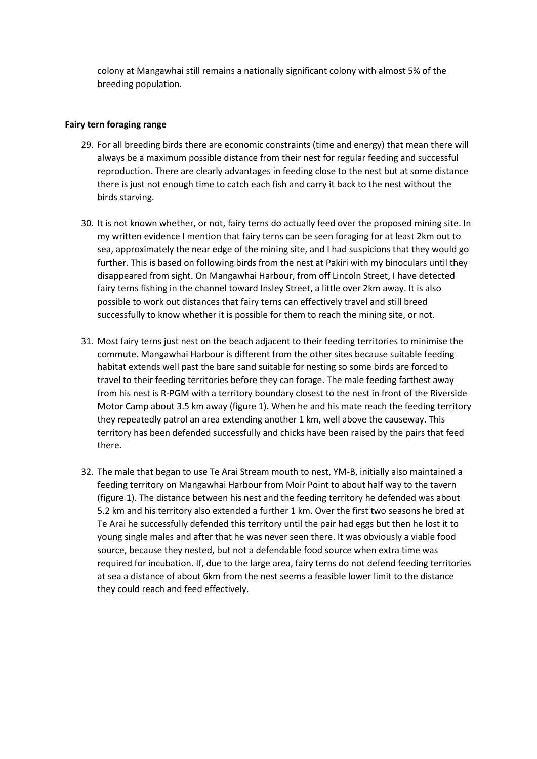colony at Mangawhai still remains a nationally significant colony with almost 5% of the breeding population.

**Fairy tern foraging range**

29. For all breeding birds there are economic constraints (time and energy) that mean there will always be a maximum possible distance from their nest for regular feeding and successful reproduction. There are clearly advantages in feeding close to the nest but at some distance there is just not enough time to catch each fish and carry it back to the nest without the birds starving.

30. It is not known whether, or not, fairy terns do actually feed over the proposed mining site. In my written evidence I mention that fairy terns can be seen foraging for at least 2km out to sea, approximately the near edge of the mining site, and I had suspicions that they would go further. This is based on following birds from the nest at Pakiri with my binoculars until they disappeared from sight. On Mangawhai Harbour, from off Lincoln Street, I have detected fairy terns fishing in the channel toward Insley Street, a little over 2km away. It is also possible to work out distances that fairy terns can effectively travel and still breed successfully to know whether it is possible for them to reach the mining site, or not.

31. Most fairy terns just nest on the beach adjacent to their feeding territories to minimise the commute. Mangawhai Harbour is different from the other sites because suitable feeding habitat extends well past the bare sand suitable for nesting so some birds are forced to travel to their feeding territories before they can forage. The male feeding farthest away from his nest is R-PGM with a territory boundary closest to the nest in front of the Riverside Motor Camp about 3.5 km away (figure 1). When he and his mate reach the feeding territory they repeatedly patrol an area extending another 1 km, well above the causeway. This territory has been defended successfully and chicks have been raised by the pairs that feed there.

32. The male that began to use Te Arai Stream mouth to nest, YM-B, initially also maintained a feeding territory on Mangawhai Harbour from Moir Point to about half way to the tavern (figure 1). The distance between his nest and the feeding territory he defended was about 5.2 km and his territory also extended a further 1 km. Over the first two seasons he bred at Te Arai he successfully defended this territory until the pair had eggs but then he lost it to young single males and after that he was never seen there. It was obviously a viable food source, because they nested, but not a defendable food source when extra time was required for incubation. If, due to the large area, fairy terns do not defend feeding territories at sea a distance of about 6km from the nest seems a feasible lower limit to the distance they could reach and feed effectively.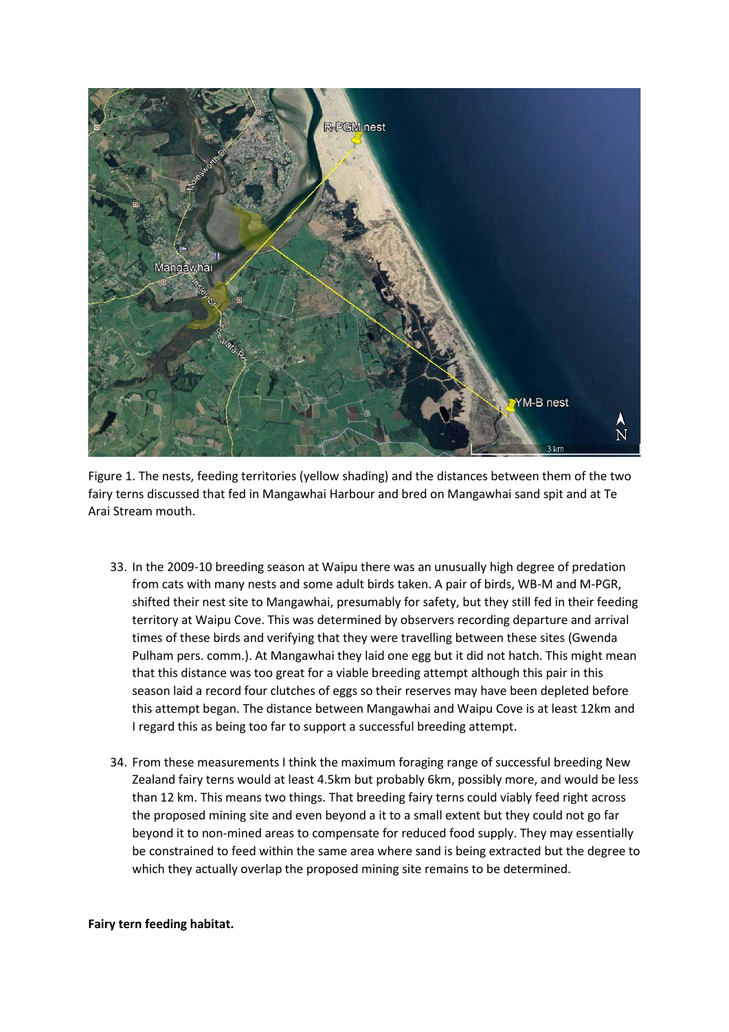Figure 1. The nests, feeding territories (yellow shading) and the distances between them of the two fairy terns discussed that fed in Mangawhai Harbour and bred on Mangawhai sand spit and at Te Arai Stream mouth.

33. In the 2009-10 breeding season at Waipu there was an unusually high degree of predation from cats with many nests and some adult birds taken. A pair of birds, WB-M and M-PGR, shifted their nest site to Mangawhai, presumably for safety, but they still fed in their feeding territory at Waipu Cove. This was determined by observers recording departure and arrival times of these birds and verifying that they were travelling between these sites (Gwenda Pulham pers. comm.). At Mangawhai they laid one egg but it did not hatch. This might mean that this distance was too great for a viable breeding attempt although this pair in this season laid a record four clutches of eggs so their reserves may have been depleted before this attempt began. The distance between Mangawhai and Waipu Cove is at least 12km and I regard this as being too far to support a successful breeding attempt.

34. From these measurements I think the maximum foraging range of successful breeding New Zealand fairy terns would at least 4.5km but probably 6km, possibly more, and would be less than 12 km. This means two things. That breeding fairy terns could viably feed right across the proposed mining site and even beyond a it to a small extent but they could not go far beyond it to non-mined areas to compensate for reduced food supply. They may essentially be constrained to feed within the same area where sand is being extracted but the degree to which they actually overlap the proposed mining site remains to be determined.

**Fairy tern feeding habitat.**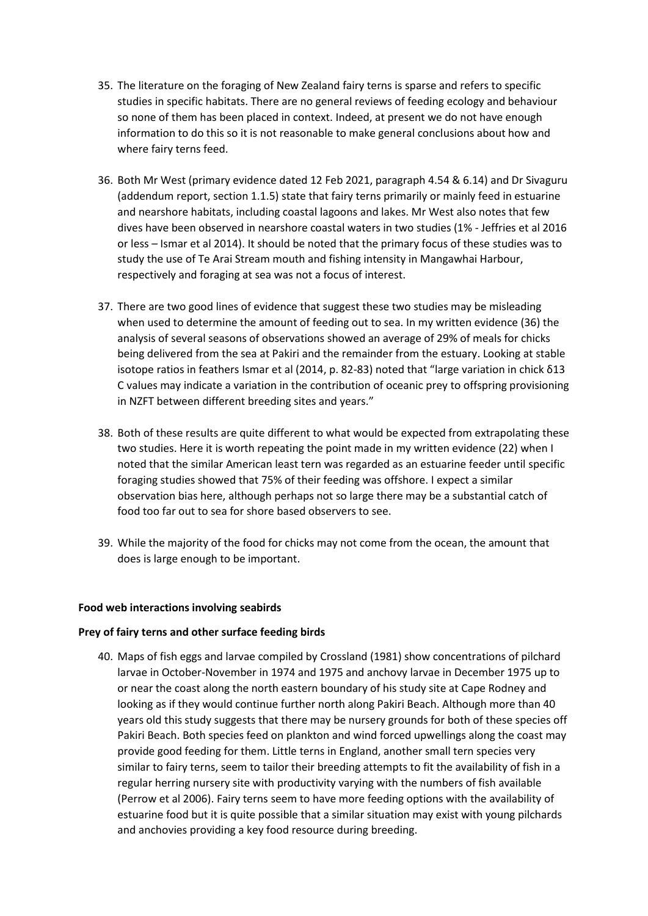35. The literature on the foraging of New Zealand fairy terns is sparse and refers to specific studies in specific habitats. There are no general reviews of feeding ecology and behaviour so none of them has been placed in context. Indeed, at present we do not have enough information to do this so it is not reasonable to make general conclusions about how and where fairy terns feed.

36. Both Mr West (primary evidence dated 12 Feb 2021, paragraph 4.54 & 6.14) and Dr Sivaguru (addendum report, section 1.1.5) state that fairy terns primarily or mainly feed in estuarine and nearshore habitats, including coastal lagoons and lakes. Mr West also notes that few dives have been observed in nearshore coastal waters in two studies (1% - Jeffries et al 2016 or less – Ismar et al 2014). It should be noted that the primary focus of these studies was to study the use of Te Arai Stream mouth and fishing intensity in Mangawhai Harbour, respectively and foraging at sea was not a focus of interest.

37. There are two good lines of evidence that suggest these two studies may be misleading when used to determine the amount of feeding out to sea. In my written evidence (36) the analysis of several seasons of observations showed an average of 29% of meals for chicks being delivered from the sea at Pakiri and the remainder from the estuary. Looking at stable isotope ratios in feathers Ismar et al (2014, p. 82-83) noted that "large variation in chick δ13 C values may indicate a variation in the contribution of oceanic prey to offspring provisioning in NZFT between different breeding sites and years."

38. Both of these results are quite different to what would be expected from extrapolating these two studies. Here it is worth repeating the point made in my written evidence (22) when I noted that the similar American least tern was regarded as an estuarine feeder until specific foraging studies showed that 75% of their feeding was offshore. I expect a similar observation bias here, although perhaps not so large there may be a substantial catch of food too far out to sea for shore based observers to see.

39. While the majority of the food for chicks may not come from the ocean, the amount that does is large enough to be important.

**Food web interactions involving seabirds**

**Prey of fairy terns and other surface feeding birds**

40. Maps of fish eggs and larvae compiled by Crossland (1981) show concentrations of pilchard larvae in October-November in 1974 and 1975 and anchovy larvae in December 1975 up to or near the coast along the north eastern boundary of his study site at Cape Rodney and looking as if they would continue further north along Pakiri Beach. Although more than 40 years old this study suggests that there may be nursery grounds for both of these species off Pakiri Beach. Both species feed on plankton and wind forced upwellings along the coast may provide good feeding for them. Little terns in England, another small tern species very similar to fairy terns, seem to tailor their breeding attempts to fit the availability of fish in a regular herring nursery site with productivity varying with the numbers of fish available (Perrow et al 2006). Fairy terns seem to have more feeding options with the availability of estuarine food but it is quite possible that a similar situation may exist with young pilchards and anchovies providing a key food resource during breeding.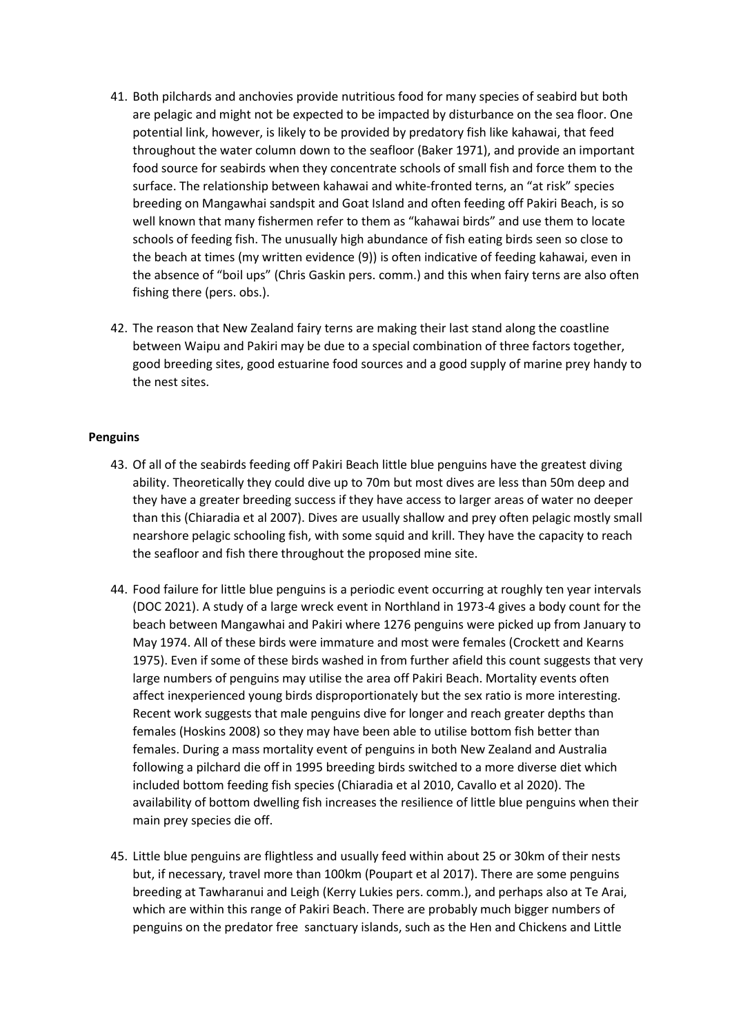41. Both pilchards and anchovies provide nutritious food for many species of seabird but both are pelagic and might not be expected to be impacted by disturbance on the sea floor. One potential link, however, is likely to be provided by predatory fish like kahawai, that feed throughout the water column down to the seafloor (Baker 1971), and provide an important food source for seabirds when they concentrate schools of small fish and force them to the surface. The relationship between kahawai and white-fronted terns, an "at risk" species breeding on Mangawhai sandspit and Goat Island and often feeding off Pakiri Beach, is so well known that many fishermen refer to them as "kahawai birds" and use them to locate schools of feeding fish. The unusually high abundance of fish eating birds seen so close to the beach at times (my written evidence (9)) is often indicative of feeding kahawai, even in the absence of "boil ups" (Chris Gaskin pers. comm.) and this when fairy terns are also often fishing there (pers. obs.).

42. The reason that New Zealand fairy terns are making their last stand along the coastline between Waipu and Pakiri may be due to a special combination of three factors together, good breeding sites, good estuarine food sources and a good supply of marine prey handy to the nest sites.

**Penguins**

43. Of all of the seabirds feeding off Pakiri Beach little blue penguins have the greatest diving ability. Theoretically they could dive up to 70m but most dives are less than 50m deep and they have a greater breeding success if they have access to larger areas of water no deeper than this (Chiaradia et al 2007). Dives are usually shallow and prey often pelagic mostly small nearshore pelagic schooling fish, with some squid and krill. They have the capacity to reach the seafloor and fish there throughout the proposed mine site.

44. Food failure for little blue penguins is a periodic event occurring at roughly ten year intervals (DOC 2021). A study of a large wreck event in Northland in 1973-4 gives a body count for the beach between Mangawhai and Pakiri where 1276 penguins were picked up from January to May 1974. All of these birds were immature and most were females (Crockett and Kearns 1975). Even if some of these birds washed in from further afield this count suggests that very large numbers of penguins may utilise the area off Pakiri Beach. Mortality events often affect inexperienced young birds disproportionately but the sex ratio is more interesting. Recent work suggests that male penguins dive for longer and reach greater depths than females (Hoskins 2008) so they may have been able to utilise bottom fish better than females. During a mass mortality event of penguins in both New Zealand and Australia following a pilchard die off in 1995 breeding birds switched to a more diverse diet which included bottom feeding fish species (Chiaradia et al 2010, Cavallo et al 2020). The availability of bottom dwelling fish increases the resilience of little blue penguins when their main prey species die off.

45. Little blue penguins are flightless and usually feed within about 25 or 30km of their nests but, if necessary, travel more than 100km (Poupart et al 2017). There are some penguins breeding at Tawharanui and Leigh (Kerry Lukies pers. comm.), and perhaps also at Te Arai, which are within this range of Pakiri Beach. There are probably much bigger numbers of penguins on the predator free sanctuary islands, such as the Hen and Chickens and Little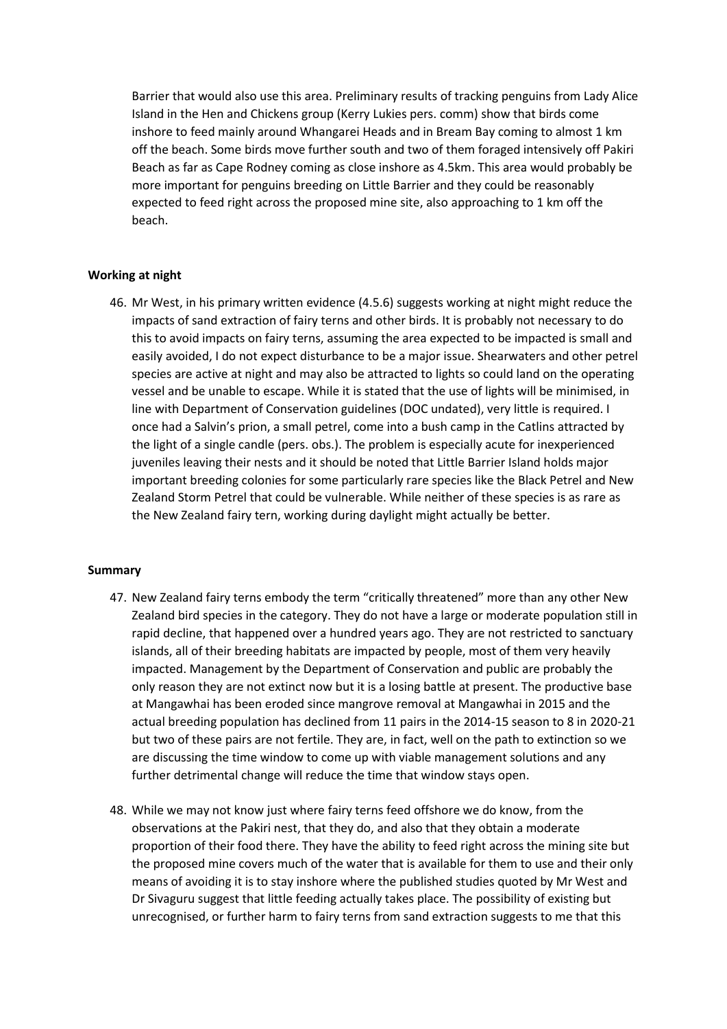Barrier that would also use this area. Preliminary results of tracking penguins from Lady Alice Island in the Hen and Chickens group (Kerry Lukies pers. comm) show that birds come inshore to feed mainly around Whangarei Heads and in Bream Bay coming to almost 1 km off the beach. Some birds move further south and two of them foraged intensively off Pakiri Beach as far as Cape Rodney coming as close inshore as 4.5km. This area would probably be more important for penguins breeding on Little Barrier and they could be reasonably expected to feed right across the proposed mine site, also approaching to 1 km off the beach.

**Working at night**

46. Mr West, in his primary written evidence (4.5.6) suggests working at night might reduce the impacts of sand extraction of fairy terns and other birds. It is probably not necessary to do this to avoid impacts on fairy terns, assuming the area expected to be impacted is small and easily avoided, I do not expect disturbance to be a major issue. Shearwaters and other petrel species are active at night and may also be attracted to lights so could land on the operating vessel and be unable to escape. While it is stated that the use of lights will be minimised, in line with Department of Conservation guidelines (DOC undated), very little is required. I once had a Salvin's prion, a small petrel, come into a bush camp in the Catlins attracted by the light of a single candle (pers. obs.). The problem is especially acute for inexperienced juveniles leaving their nests and it should be noted that Little Barrier Island holds major important breeding colonies for some particularly rare species like the Black Petrel and New Zealand Storm Petrel that could be vulnerable. While neither of these species is as rare as the New Zealand fairy tern, working during daylight might actually be better.

**Summary**

47. New Zealand fairy terns embody the term "critically threatened" more than any other New Zealand bird species in the category. They do not have a large or moderate population still in rapid decline, that happened over a hundred years ago. They are not restricted to sanctuary islands, all of their breeding habitats are impacted by people, most of them very heavily impacted. Management by the Department of Conservation and public are probably the only reason they are not extinct now but it is a losing battle at present. The productive base at Mangawhai has been eroded since mangrove removal at Mangawhai in 2015 and the actual breeding population has declined from 11 pairs in the 2014-15 season to 8 in 2020-21 but two of these pairs are not fertile. They are, in fact, well on the path to extinction so we are discussing the time window to come up with viable management solutions and any further detrimental change will reduce the time that window stays open.

48. While we may not know just where fairy terns feed offshore we do know, from the observations at the Pakiri nest, that they do, and also that they obtain a moderate proportion of their food there. They have the ability to feed right across the mining site but the proposed mine covers much of the water that is available for them to use and their only means of avoiding it is to stay inshore where the published studies quoted by Mr West and Dr Sivaguru suggest that little feeding actually takes place. The possibility of existing but unrecognised, or further harm to fairy terns from sand extraction suggests to me that this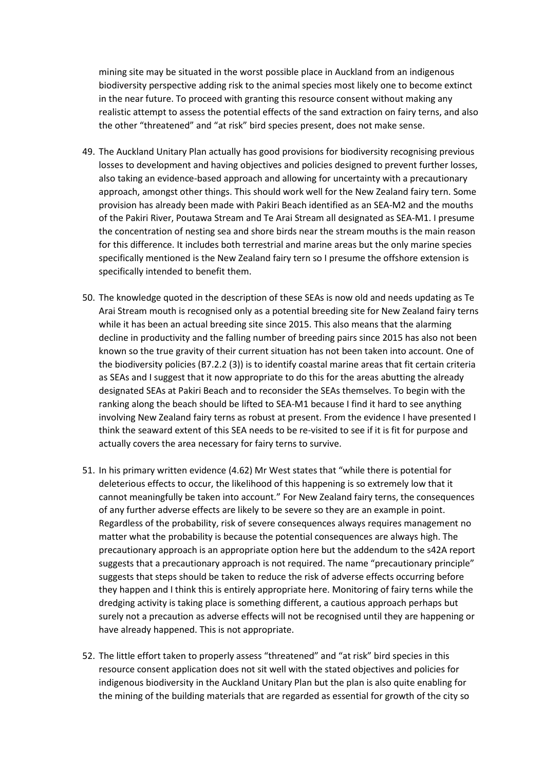mining site may be situated in the worst possible place in Auckland from an indigenous biodiversity perspective adding risk to the animal species most likely one to become extinct in the near future. To proceed with granting this resource consent without making any realistic attempt to assess the potential effects of the sand extraction on fairy terns, and also the other "threatened" and "at risk" bird species present, does not make sense.

49. The Auckland Unitary Plan actually has good provisions for biodiversity recognising previous losses to development and having objectives and policies designed to prevent further losses, also taking an evidence-based approach and allowing for uncertainty with a precautionary approach, amongst other things. This should work well for the New Zealand fairy tern. Some provision has already been made with Pakiri Beach identified as an SEA-M2 and the mouths of the Pakiri River, Poutawa Stream and Te Arai Stream all designated as SEA-M1. I presume the concentration of nesting sea and shore birds near the stream mouths is the main reason for this difference. It includes both terrestrial and marine areas but the only marine species specifically mentioned is the New Zealand fairy tern so I presume the offshore extension is specifically intended to benefit them.

50. The knowledge quoted in the description of these SEAs is now old and needs updating as Te Arai Stream mouth is recognised only as a potential breeding site for New Zealand fairy terns while it has been an actual breeding site since 2015. This also means that the alarming decline in productivity and the falling number of breeding pairs since 2015 has also not been known so the true gravity of their current situation has not been taken into account. One of the biodiversity policies (B7.2.2 (3)) is to identify coastal marine areas that fit certain criteria as SEAs and I suggest that it now appropriate to do this for the areas abutting the already designated SEAs at Pakiri Beach and to reconsider the SEAs themselves. To begin with the ranking along the beach should be lifted to SEA-M1 because I find it hard to see anything involving New Zealand fairy terns as robust at present. From the evidence I have presented I think the seaward extent of this SEA needs to be re-visited to see if it is fit for purpose and actually covers the area necessary for fairy terns to survive.

51. In his primary written evidence (4.62) Mr West states that "while there is potential for deleterious effects to occur, the likelihood of this happening is so extremely low that it cannot meaningfully be taken into account." For New Zealand fairy terns, the consequences of any further adverse effects are likely to be severe so they are an example in point. Regardless of the probability, risk of severe consequences always requires management no matter what the probability is because the potential consequences are always high. The precautionary approach is an appropriate option here but the addendum to the s42A report suggests that a precautionary approach is not required. The name "precautionary principle" suggests that steps should be taken to reduce the risk of adverse effects occurring before they happen and I think this is entirely appropriate here. Monitoring of fairy terns while the dredging activity is taking place is something different, a cautious approach perhaps but surely not a precaution as adverse effects will not be recognised until they are happening or have already happened. This is not appropriate.

52. The little effort taken to properly assess "threatened" and "at risk" bird species in this resource consent application does not sit well with the stated objectives and policies for indigenous biodiversity in the Auckland Unitary Plan but the plan is also quite enabling for the mining of the building materials that are regarded as essential for growth of the city so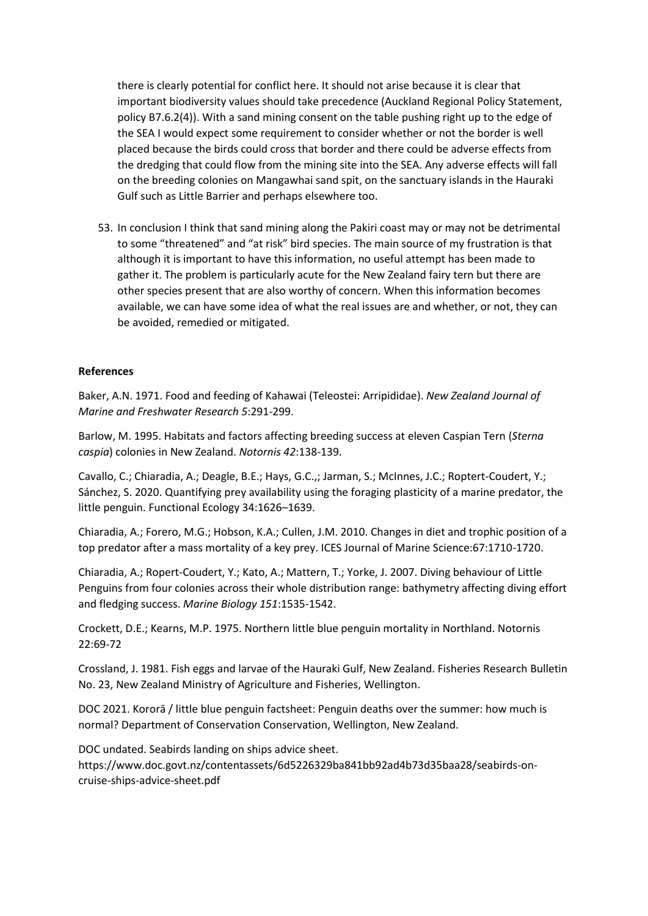there is clearly potential for conflict here. It should not arise because it is clear that important biodiversity values should take precedence (Auckland Regional Policy Statement, policy B7.6.2(4)). With a sand mining consent on the table pushing right up to the edge of the SEA I would expect some requirement to consider whether or not the border is well placed because the birds could cross that border and there could be adverse effects from the dredging that could flow from the mining site into the SEA. Any adverse effects will fall on the breeding colonies on Mangawhai sand spit, on the sanctuary islands in the Hauraki Gulf such as Little Barrier and perhaps elsewhere too.

53. In conclusion I think that sand mining along the Pakiri coast may or may not be detrimental to some "threatened" and "at risk" bird species. The main source of my frustration is that although it is important to have this information, no useful attempt has been made to gather it. The problem is particularly acute for the New Zealand fairy tern but there are other species present that are also worthy of concern. When this information becomes available, we can have some idea of what the real issues are and whether, or not, they can be avoided, remedied or mitigated.

**References**

Baker, A.N. 1971. Food and feeding of Kahawai (Teleostei: Arripididae). *New Zealand Journal of Marine and Freshwater Research 5*:291-299.

Barlow, M. 1995. Habitats and factors affecting breeding success at eleven Caspian Tern (*Sterna caspia*) colonies in New Zealand. *Notornis 42*:138-139.

Cavallo, C.; Chiaradia, A.; Deagle, B.E.; Hays, G.C.,; Jarman, S.; McInnes, J.C.; Roptert-Coudert, Y.; Sánchez, S. 2020. Quantifying prey availability using the foraging plasticity of a marine predator, the little penguin. Functional Ecology 34:1626–1639.

Chiaradia, A.; Forero, M.G.; Hobson, K.A.; Cullen, J.M. 2010. Changes in diet and trophic position of a top predator after a mass mortality of a key prey. ICES Journal of Marine Science:67:1710-1720.

Chiaradia, A.; Ropert-Coudert, Y.; Kato, A.; Mattern, T.; Yorke, J. 2007. Diving behaviour of Little Penguins from four colonies across their whole distribution range: bathymetry affecting diving effort and fledging success. *Marine Biology 151*:1535-1542.

Crockett, D.E.; Kearns, M.P. 1975. Northern little blue penguin mortality in Northland. Notornis 22:69-72

Crossland, J. 1981. Fish eggs and larvae of the Hauraki Gulf, New Zealand. Fisheries Research Bulletin No. 23, New Zealand Ministry of Agriculture and Fisheries, Wellington.

DOC 2021. Kororā / little blue penguin factsheet: Penguin deaths over the summer: how much is normal? Department of Conservation Conservation, Wellington, New Zealand.

DOC undated. Seabirds landing on ships advice sheet. https://www.doc.govt.nz/contentassets/6d5226329ba841bb92ad4b73d35baa28/seabirds-on-cruise-ships-advice-sheet.pdf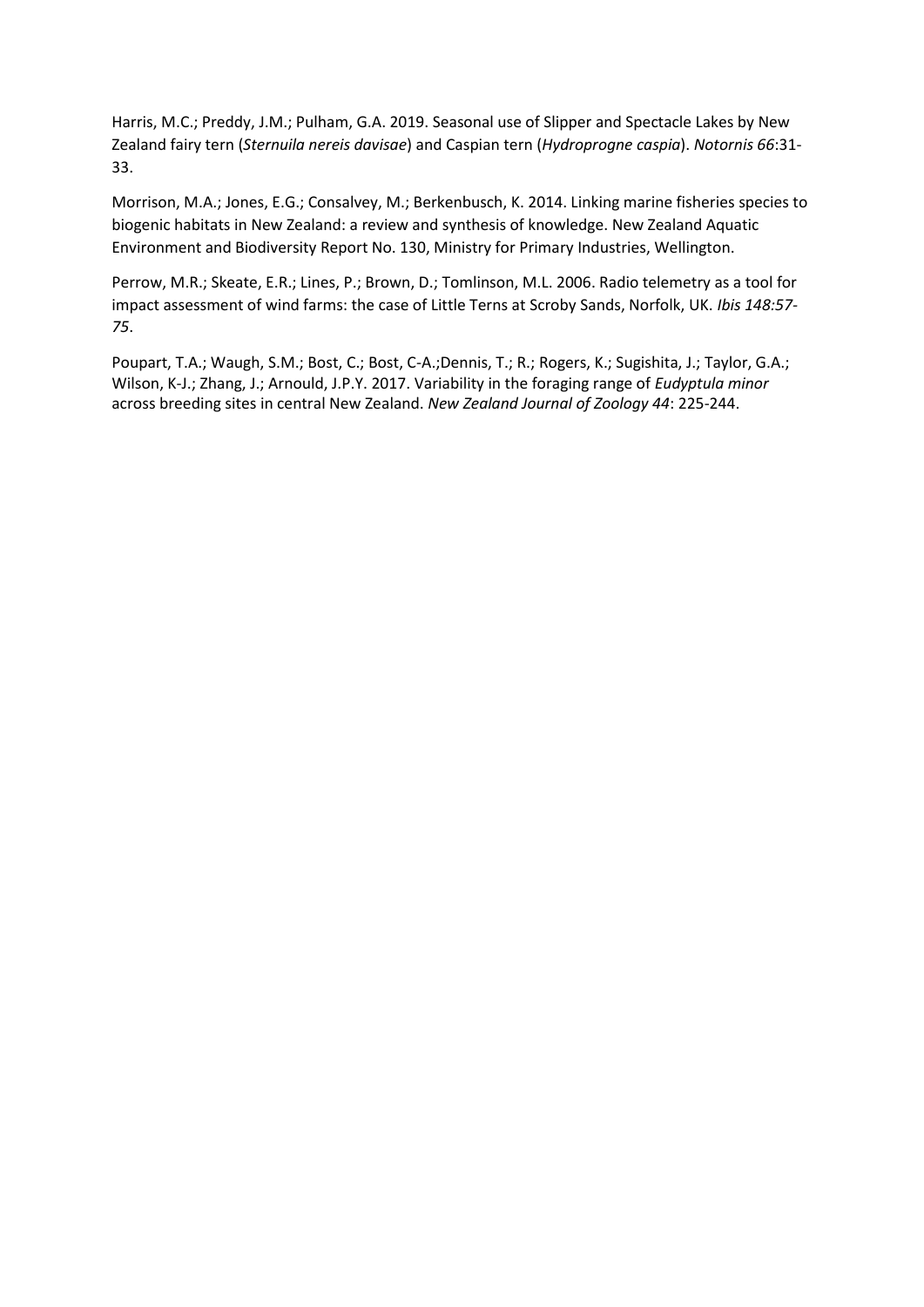Harris, M.C.; Preddy, J.M.; Pulham, G.A. 2019. Seasonal use of Slipper and Spectacle Lakes by New Zealand fairy tern (*Sternuila nereis davisae*) and Caspian tern (*Hydroprogne caspia*). *Notornis 66*:31-33.

Morrison, M.A.; Jones, E.G.; Consalvey, M.; Berkenbusch, K. 2014. Linking marine fisheries species to biogenic habitats in New Zealand: a review and synthesis of knowledge. New Zealand Aquatic Environment and Biodiversity Report No. 130, Ministry for Primary Industries, Wellington.

Perrow, M.R.; Skeate, E.R.; Lines, P.; Brown, D.; Tomlinson, M.L. 2006. Radio telemetry as a tool for impact assessment of wind farms: the case of Little Terns at Scroby Sands, Norfolk, UK. *Ibis 148:57-75*.

Poupart, T.A.; Waugh, S.M.; Bost, C.; Bost, C-A.;Dennis, T.; R.; Rogers, K.; Sugishita, J.; Taylor, G.A.; Wilson, K-J.; Zhang, J.; Arnould, J.P.Y. 2017. Variability in the foraging range of *Eudyptula minor* across breeding sites in central New Zealand. *New Zealand Journal of Zoology 44*: 225-244.